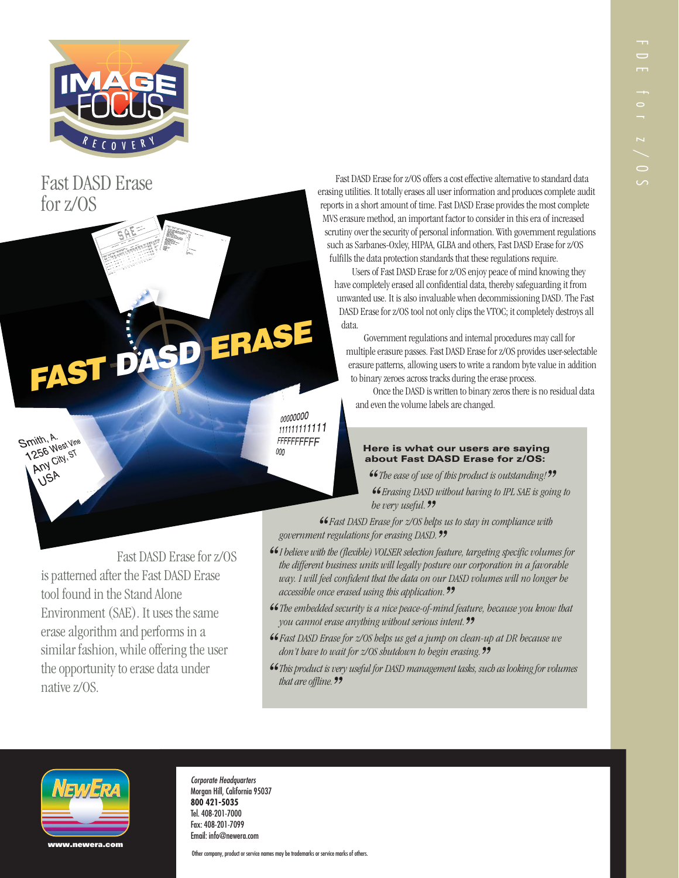# Fast DASD Erase for z/OS

Fast DASD Erase for z/OS offers a cost effective alternative to standard data erasing utilities. It totally erases all user information and produces complete audit reports in a short amount of time. Fast DASD Erase provides the most complete MVS erasure method, an important factor to consider in this era of increased scrutiny over the security of personal information. With government regulations such as Sarbanes-Oxley, HIPAA, GLBA and others, Fast DASD Erase for z/OS fulfills the data protection standards that these regulations require.

Users of Fast DASD Erase for z/OS enjoy peace of mind knowing they have completely erased all confidential data, thereby safeguarding it from unwanted use. It is also invaluable when decommissioning DASD. The Fast DASD Erase for z/OS tool not only clips the VTOC; it completely destroys all data.

Government regulations and internal procedures may call for multiple erasure passes. Fast DASD Erase for z/OS provides user-selectable erasure patterns, allowing users to write a random byte value in addition to binary zeroes across tracks during the erase process.

Once the DASD is written to binary zeros there is no residual data and even the volume labels are changed.

Fast DASD Erase for z/OS is patterned after the Fast DASD Erase tool found in the Stand Alone Environment (SAE). It uses the same erase algorithm and performs in a similar fashion, while offering the user the opportunity to erase data under native z/OS.

**Here is what our users are saying about Fast DASD Erase for z/OS:**

*"The ease of use of this product is outstanding!"*

*"Erasing DASD without having to IPL SAE is going to be very useful."*

*"Fast DASD Erase for z/OS helps us to stay in compliance with government regulations for erasing DASD."*

*"I believe with the (flexible) VOLSER selection feature, targeting specific volumes for the different business units will legally posture our corporation in a favorable way. I will feel confident that the data on our DASD volumes will no longer be accessible once erased using this application."*

*"The embedded security is a nice peace-of-mind feature, because you know that you cannot erase anything without serious intent."*

*"Fast DASD Erase for z/OS helps us get a jump on clean-up at DR because we don't have to wait for z/OS shutdown to begin erasing."*

*"This product is very useful for DASD management tasks, such as looking for volumes that are offline."*

www.newera.com

*Corporate Headquarters*
Morgan Hill, California 95037
**800 421-5035**
Tel. 408-201-7000
Fax: 408-201-7099
Email: info@newera.com

Other company, product or service names may be trademarks or service marks of others.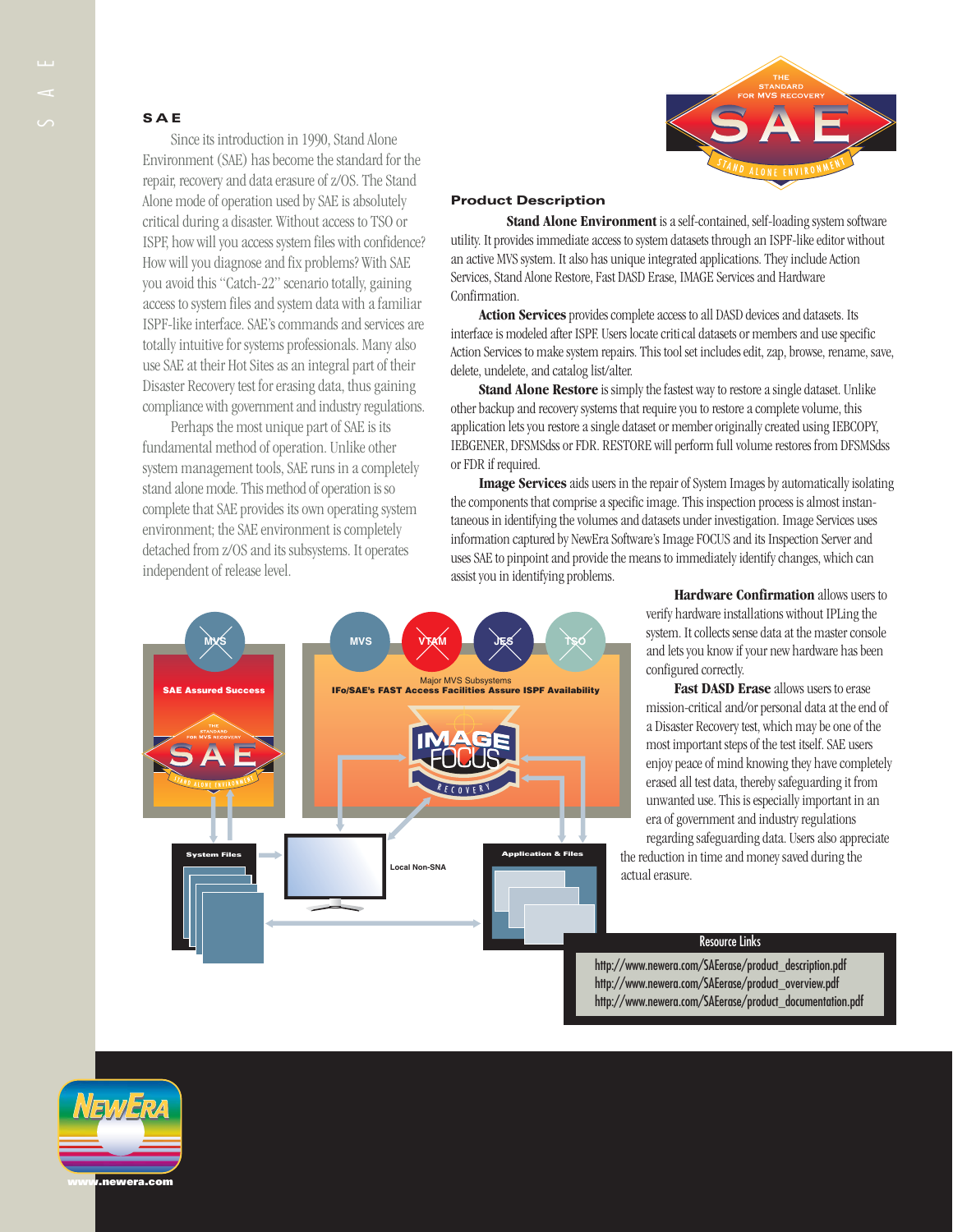## SAE

Since its introduction in 1990, Stand Alone Environment (SAE) has become the standard for the repair, recovery and data erasure of z/OS. The Stand Alone mode of operation used by SAE is absolutely critical during a disaster. Without access to TSO or ISPF, how will you access system files with confidence? How will you diagnose and fix problems? With SAE you avoid this "Catch-22" scenario totally, gaining access to system files and system data with a familiar ISPF-like interface. SAE's commands and services are totally intuitive for systems professionals. Many also use SAE at their Hot Sites as an integral part of their Disaster Recovery test for erasing data, thus gaining compliance with government and industry regulations.

Perhaps the most unique part of SAE is its fundamental method of operation. Unlike other system management tools, SAE runs in a completely stand alone mode. This method of operation is so complete that SAE provides its own operating system environment; the SAE environment is completely detached from z/OS and its subsystems. It operates independent of release level.

THE STANDARD FOR MVS RECOVERY
SAE
STAND ALONE ENVIRONMENT

### Product Description

**Stand Alone Environment** is a self-contained, self-loading system software utility. It provides immediate access to system datasets through an ISPF-like editor without an active MVS system. It also has unique integrated applications. They include Action Services, Stand Alone Restore, Fast DASD Erase, IMAGE Services and Hardware Confirmation.

**Action Services** provides complete access to all DASD devices and datasets. Its interface is modeled after ISPF. Users locate critical datasets or members and use specific Action Services to make system repairs. This tool set includes edit, zap, browse, rename, save, delete, undelete, and catalog list/alter.

**Stand Alone Restore** is simply the fastest way to restore a single dataset. Unlike other backup and recovery systems that require you to restore a complete volume, this application lets you restore a single dataset or member originally created using IEBCOPY, IEBGENER, DFSMSdss or FDR. RESTORE will perform full volume restores from DFSMSdss or FDR if required.

**Image Services** aids users in the repair of System Images by automatically isolating the components that comprise a specific image. This inspection process is almost instantaneous in identifying the volumes and datasets under investigation. Image Services uses information captured by NewEra Software's Image FOCUS and its Inspection Server and uses SAE to pinpoint and provide the means to immediately identify changes, which can assist you in identifying problems.

MVS
SAE Assured Success
MVS
VTAM
JES
TSO
Major MVS Subsystems
IFo/SAE's FAST Access Facilities Assure ISPF Availability
IMAGE FOCUS RECOVERY
System Files
Local Non-SNA
Application & Files

**Hardware Confirmation** allows users to verify hardware installations without IPLing the system. It collects sense data at the master console and lets you know if your new hardware has been configured correctly.

**Fast DASD Erase** allows users to erase mission-critical and/or personal data at the end of a Disaster Recovery test, which may be one of the most important steps of the test itself. SAE users enjoy peace of mind knowing they have completely erased all test data, thereby safeguarding it from unwanted use. This is especially important in an era of government and industry regulations regarding safeguarding data. Users also appreciate the reduction in time and money saved during the actual erasure.

### Resource Links

http://www.newera.com/SAEerase/product_description.pdf
http://www.newera.com/SAEerase/product_overview.pdf
http://www.newera.com/SAEerase/product_documentation.pdf

NEWERA
www.newera.com